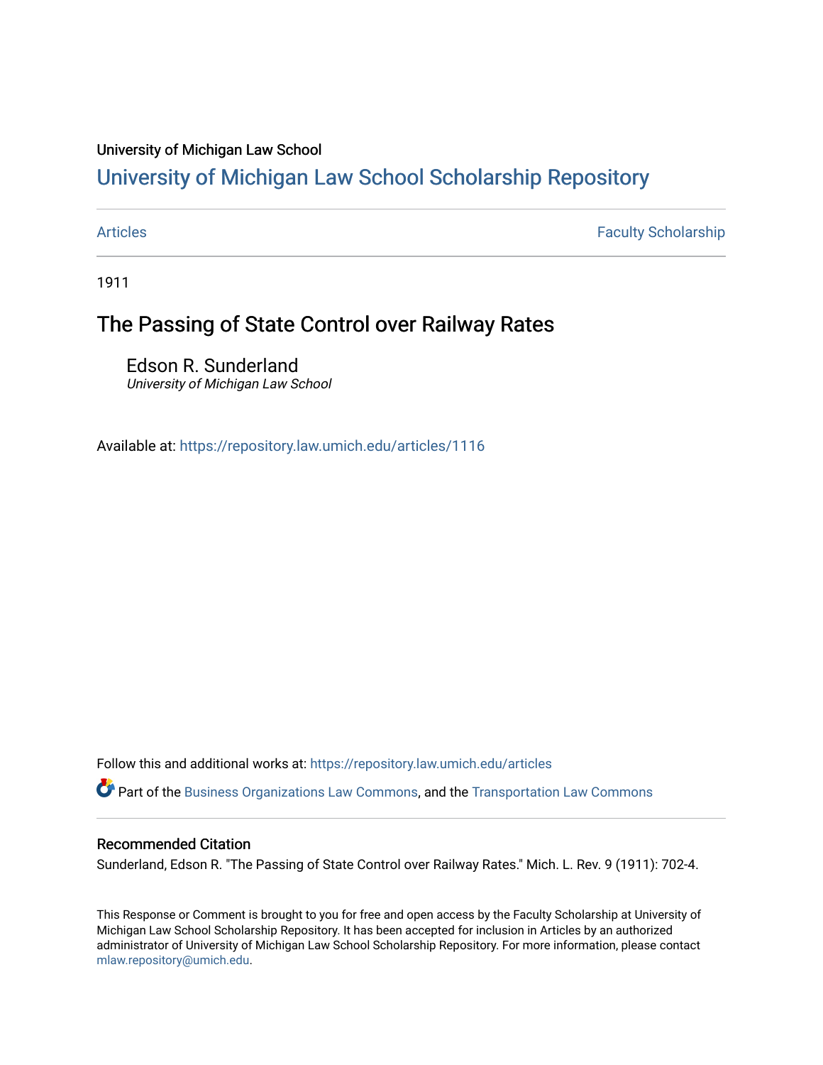University of Michigan Law School

# University of Michigan Law School Scholarship Repository

Articles | Faculty Scholarship

1911

## The Passing of State Control over Railway Rates

Edson R. Sunderland
*University of Michigan Law School*

Available at: https://repository.law.umich.edu/articles/1116

Follow this and additional works at: https://repository.law.umich.edu/articles

Part of the Business Organizations Law Commons, and the Transportation Law Commons

### Recommended Citation

Sunderland, Edson R. "The Passing of State Control over Railway Rates." Mich. L. Rev. 9 (1911): 702-4.

This Response or Comment is brought to you for free and open access by the Faculty Scholarship at University of Michigan Law School Scholarship Repository. It has been accepted for inclusion in Articles by an authorized administrator of University of Michigan Law School Scholarship Repository. For more information, please contact mlaw.repository@umich.edu.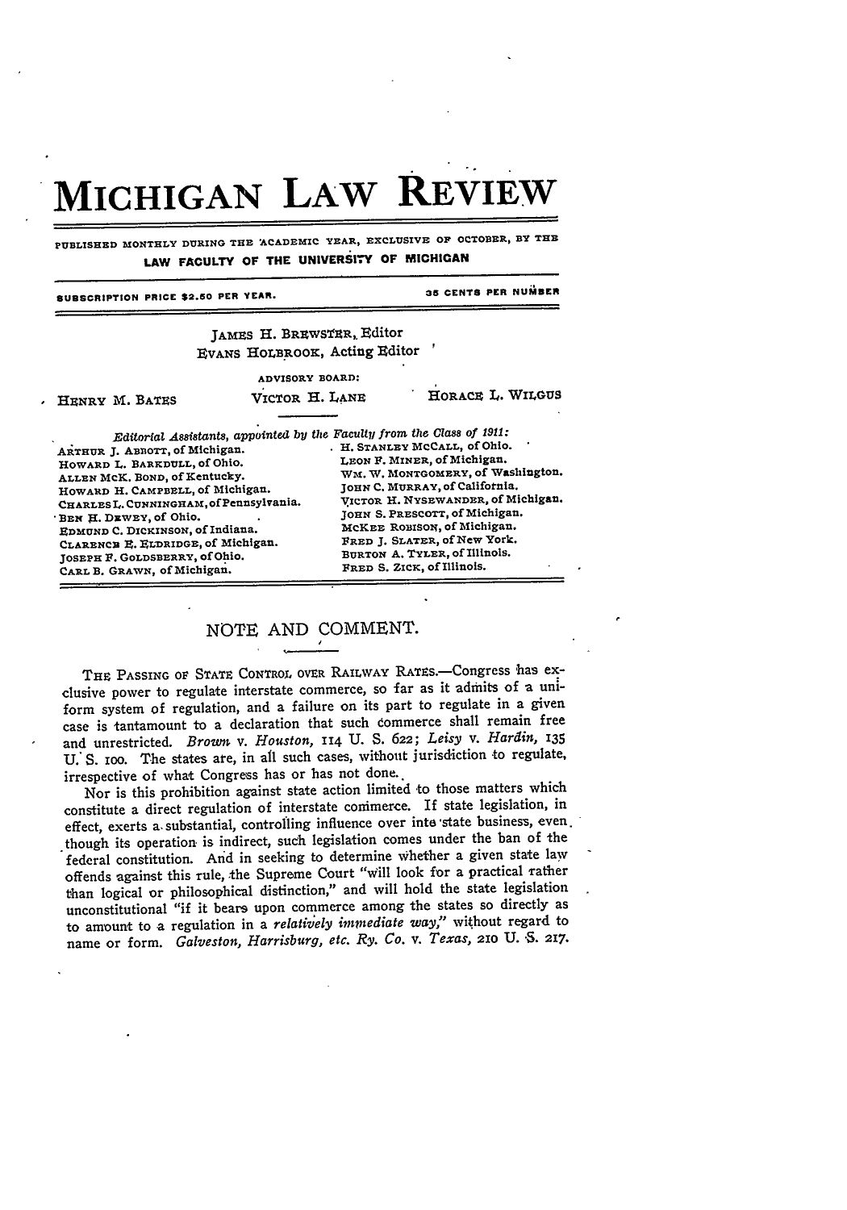# MICHIGAN LAW REVIEW

PUBLISHED MONTHLY DURING THE ACADEMIC YEAR, EXCLUSIVE OF OCTOBER, BY THE LAW FACULTY OF THE UNIVERSITY OF MICHIGAN

SUBSCRIPTION PRICE $2.50 PER YEAR. 35 CENTS PER NUMBER

JAMES H. BREWSTER, Editor
EVANS HOLBROOK, Acting Editor

ADVISORY BOARD:

HENRY M. BATES — VICTOR H. LANE — HORACE L. WILGUS

*Editorial Assistants, appointed by the Faculty from the Class of 1911:*

ARTHUR J. ABBOTT, of Michigan.
HOWARD L. BARKDULL, of Ohio.
ALLEN MCK. BOND, of Kentucky.
HOWARD H. CAMPBELL, of Michigan.
CHARLES L. CUNNINGHAM, of Pennsylvania.
BEN H. DEWEY, of Ohio.
EDMUND C. DICKINSON, of Indiana.
CLARENCE E. ELDRIDGE, of Michigan.
JOSEPH F. GOLDSBERRY, of Ohio.
CARL B. GRAWN, of Michigan.
H. STANLEY MCCALL, of Ohio.
LEON F. MINER, of Michigan.
WM. W. MONTGOMERY, of Washington.
JOHN C. MURRAY, of California.
VICTOR H. NYSEWANDER, of Michigan.
JOHN S. PRESCOTT, of Michigan.
MCKEE ROBISON, of Michigan.
FRED J. SLATER, of New York.
BURTON A. TYLER, of Illinois.
FRED S. ZICK, of Illinois.

## NOTE AND COMMENT.

THE PASSING OF STATE CONTROL OVER RAILWAY RATES.—Congress has exclusive power to regulate interstate commerce, so far as it admits of a uniform system of regulation, and a failure on its part to regulate in a given case is tantamount to a declaration that such commerce shall remain free and unrestricted. *Brown* v. *Houston*, 114 U. S. 622; *Leisy* v. *Hardin*, 135 U. S. 100. The states are, in all such cases, without jurisdiction to regulate, irrespective of what Congress has or has not done.

Nor is this prohibition against state action limited to those matters which constitute a direct regulation of interstate commerce. If state legislation, in effect, exerts a substantial, controlling influence over inte state business, even though its operation is indirect, such legislation comes under the ban of the federal constitution. And in seeking to determine whether a given state law offends against this rule, the Supreme Court "will look for a practical rather than logical or philosophical distinction," and will hold the state legislation unconstitutional "if it bears upon commerce among the states so directly as to amount to a regulation in a *relatively immediate way*," without regard to name or form. *Galveston, Harrisburg, etc. Ry. Co.* v. *Texas*, 210 U. S. 217.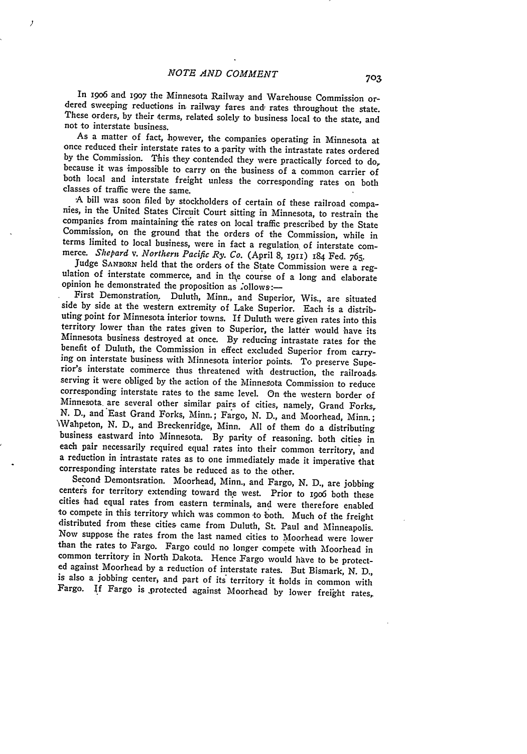In 1906 and 1907 the Minnesota Railway and Warehouse Commission ordered sweeping reductions in railway fares and rates throughout the state. These orders, by their terms, related solely to business local to the state, and not to interstate business.

As a matter of fact, however, the companies operating in Minnesota at once reduced their interstate rates to a parity with the intrastate rates ordered by the Commission. This they contended they were practically forced to do, because it was impossible to carry on the business of a common carrier of both local and interstate freight unless the corresponding rates on both classes of traffic were the same.

A bill was soon filed by stockholders of certain of these railroad companies, in the United States Circuit Court sitting in Minnesota, to restrain the companies from maintaining the rates on local traffic prescribed by the State Commission, on the ground that the orders of the Commission, while in terms limited to local business, were in fact a regulation of interstate commerce. *Shepard* v. *Northern Pacific Ry. Co.* (April 8, 1911) 184 Fed. 765.

Judge SANBORN held that the orders of the State Commission were a regulation of interstate commerce, and in the course of a long and elaborate opinion he demonstrated the proposition as follows:—

First Demonstration. Duluth, Minn., and Superior, Wis., are situated side by side at the western extremity of Lake Superior. Each is a distributing point for Minnesota interior towns. If Duluth were given rates into this territory lower than the rates given to Superior, the latter would have its Minnesota business destroyed at once. By reducing intrastate rates for the benefit of Duluth, the Commission in effect excluded Superior from carrying on interstate business with Minnesota interior points. To preserve Superior's interstate commerce thus threatened with destruction, the railroads serving it were obliged by the action of the Minnesota Commission to reduce corresponding interstate rates to the same level. On the western border of Minnesota are several other similar pairs of cities, namely, Grand Forks, N. D., and East Grand Forks, Minn.; Fargo, N. D., and Moorhead, Minn.; Wahpeton, N. D., and Breckenridge, Minn. All of them do a distributing business eastward into Minnesota. By parity of reasoning. both cities in each pair necessarily required equal rates into their common territory, and a reduction in intrastate rates as to one immediately made it imperative that corresponding interstate rates be reduced as to the other.

Second Demontsration. Moorhead, Minn., and Fargo, N. D., are jobbing centers for territory extending toward the west. Prior to 1906 both these cities had equal rates from eastern terminals, and were therefore enabled to compete in this territory which was common to both. Much of the freight distributed from these cities came from Duluth, St. Paul and Minneapolis. Now suppose the rates from the last named cities to Moorhead were lower than the rates to Fargo. Fargo could no longer compete with Moorhead in common territory in North Dakota. Hence Fargo would have to be protected against Moorhead by a reduction of interstate rates. But Bismark, N. D., is also a jobbing center, and part of its territory it holds in common with Fargo. If Fargo is protected against Moorhead by lower freight rates,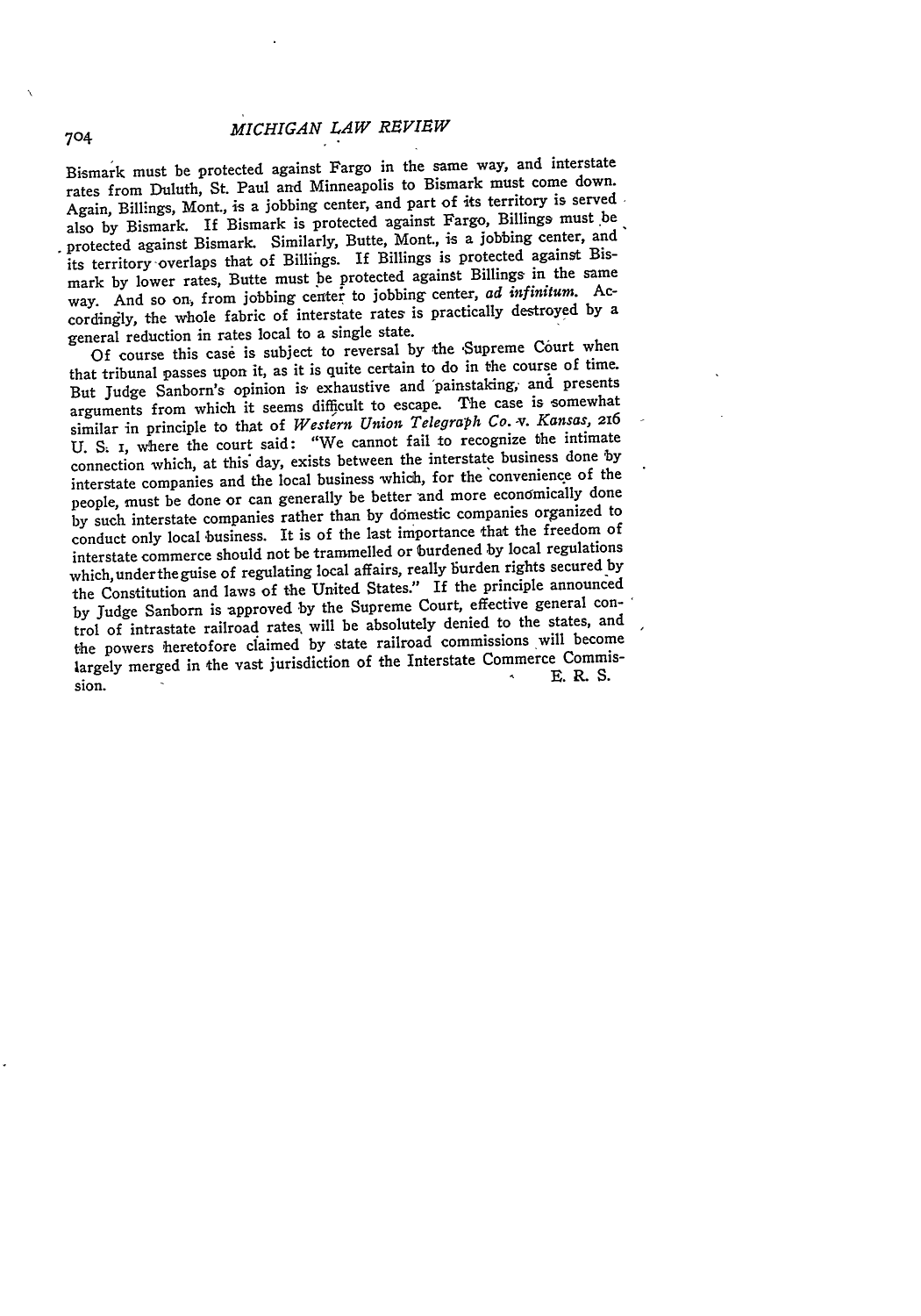Bismark must be protected against Fargo in the same way, and interstate rates from Duluth, St. Paul and Minneapolis to Bismark must come down. Again, Billings, Mont., is a jobbing center, and part of its territory is served also by Bismark. If Bismark is protected against Fargo, Billings must be protected against Bismark. Similarly, Butte, Mont., is a jobbing center, and its territory overlaps that of Billings. If Billings is protected against Bismark by lower rates, Butte must be protected against Billings in the same way. And so on, from jobbing center to jobbing center, *ad infinitum*. Accordingly, the whole fabric of interstate rates is practically destroyed by a general reduction in rates local to a single state.

Of course this case is subject to reversal by the Supreme Court when that tribunal passes upon it, as it is quite certain to do in the course of time. But Judge Sanborn's opinion is exhaustive and painstaking, and presents arguments from which it seems difficult to escape. The case is somewhat similar in principle to that of *Western Union Telegraph Co. v. Kansas*, 216 U. S. 1, where the court said: "We cannot fail to recognize the intimate connection which, at this day, exists between the interstate business done by interstate companies and the local business which, for the convenience of the people, must be done or can generally be better and more economically done by such interstate companies rather than by domestic companies organized to conduct only local business. It is of the last importance that the freedom of interstate commerce should not be trammelled or burdened by local regulations which, under the guise of regulating local affairs, really burden rights secured by the Constitution and laws of the United States." If the principle announced by Judge Sanborn is approved by the Supreme Court, effective general control of intrastate railroad rates will be absolutely denied to the states, and the powers heretofore claimed by state railroad commissions will become largely merged in the vast jurisdiction of the Interstate Commerce Commission.

E. R. S.